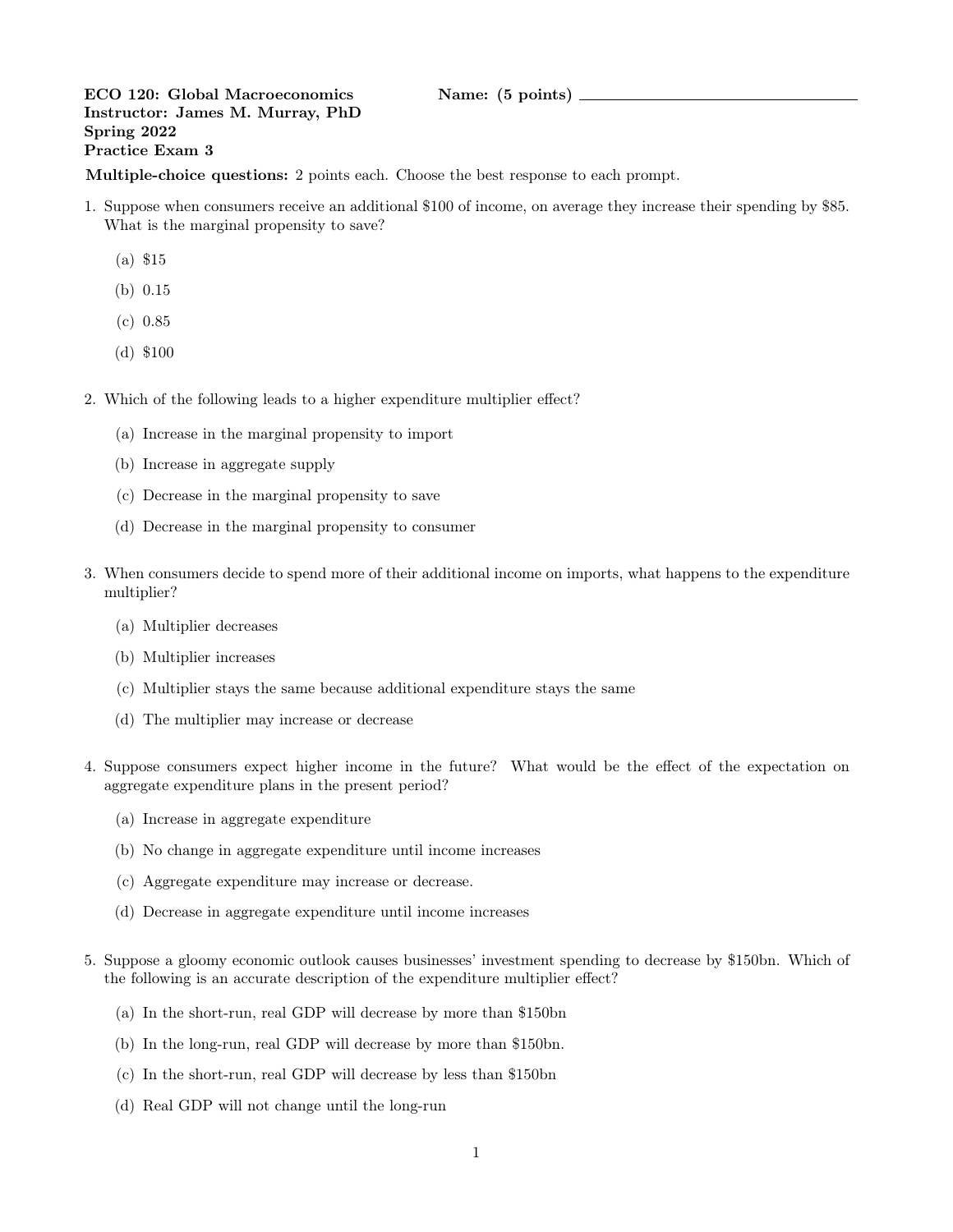**ECO 120: Global Macroeconomics**
**Instructor: James M. Murray, PhD**
**Spring 2022**
**Practice Exam 3**

**Name: (5 points)** ______________________________

**Multiple-choice questions:** 2 points each. Choose the best response to each prompt.

1. Suppose when consumers receive an additional $100 of income, on average they increase their spending by $85. What is the marginal propensity to save?

   (a) $15

   (b) 0.15

   (c) 0.85

   (d) $100

2. Which of the following leads to a higher expenditure multiplier effect?

   (a) Increase in the marginal propensity to import

   (b) Increase in aggregate supply

   (c) Decrease in the marginal propensity to save

   (d) Decrease in the marginal propensity to consumer

3. When consumers decide to spend more of their additional income on imports, what happens to the expenditure multiplier?

   (a) Multiplier decreases

   (b) Multiplier increases

   (c) Multiplier stays the same because additional expenditure stays the same

   (d) The multiplier may increase or decrease

4. Suppose consumers expect higher income in the future? What would be the effect of the expectation on aggregate expenditure plans in the present period?

   (a) Increase in aggregate expenditure

   (b) No change in aggregate expenditure until income increases

   (c) Aggregate expenditure may increase or decrease.

   (d) Decrease in aggregate expenditure until income increases

5. Suppose a gloomy economic outlook causes businesses' investment spending to decrease by $150bn. Which of the following is an accurate description of the expenditure multiplier effect?

   (a) In the short-run, real GDP will decrease by more than $150bn

   (b) In the long-run, real GDP will decrease by more than $150bn.

   (c) In the short-run, real GDP will decrease by less than $150bn

   (d) Real GDP will not change until the long-run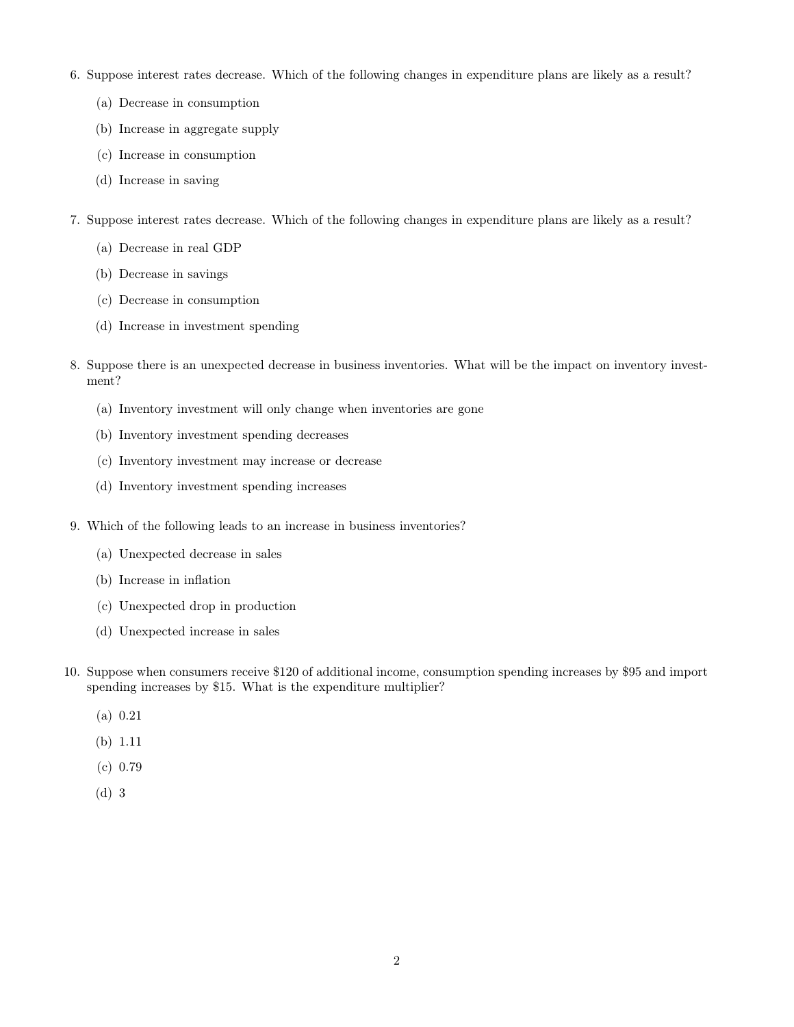6. Suppose interest rates decrease. Which of the following changes in expenditure plans are likely as a result?

   (a) Decrease in consumption

   (b) Increase in aggregate supply

   (c) Increase in consumption

   (d) Increase in saving

7. Suppose interest rates decrease. Which of the following changes in expenditure plans are likely as a result?

   (a) Decrease in real GDP

   (b) Decrease in savings

   (c) Decrease in consumption

   (d) Increase in investment spending

8. Suppose there is an unexpected decrease in business inventories. What will be the impact on inventory investment?

   (a) Inventory investment will only change when inventories are gone

   (b) Inventory investment spending decreases

   (c) Inventory investment may increase or decrease

   (d) Inventory investment spending increases

9. Which of the following leads to an increase in business inventories?

   (a) Unexpected decrease in sales

   (b) Increase in inflation

   (c) Unexpected drop in production

   (d) Unexpected increase in sales

10. Suppose when consumers receive $120 of additional income, consumption spending increases by $95 and import spending increases by $15. What is the expenditure multiplier?

    (a) 0.21

    (b) 1.11

    (c) 0.79

    (d) 3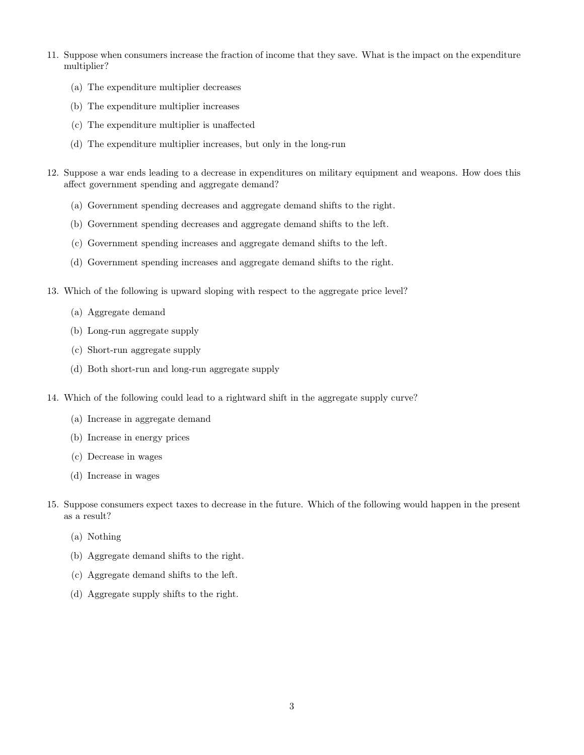11. Suppose when consumers increase the fraction of income that they save. What is the impact on the expenditure multiplier?

    (a) The expenditure multiplier decreases

    (b) The expenditure multiplier increases

    (c) The expenditure multiplier is unaffected

    (d) The expenditure multiplier increases, but only in the long-run

12. Suppose a war ends leading to a decrease in expenditures on military equipment and weapons. How does this affect government spending and aggregate demand?

    (a) Government spending decreases and aggregate demand shifts to the right.

    (b) Government spending decreases and aggregate demand shifts to the left.

    (c) Government spending increases and aggregate demand shifts to the left.

    (d) Government spending increases and aggregate demand shifts to the right.

13. Which of the following is upward sloping with respect to the aggregate price level?

    (a) Aggregate demand

    (b) Long-run aggregate supply

    (c) Short-run aggregate supply

    (d) Both short-run and long-run aggregate supply

14. Which of the following could lead to a rightward shift in the aggregate supply curve?

    (a) Increase in aggregate demand

    (b) Increase in energy prices

    (c) Decrease in wages

    (d) Increase in wages

15. Suppose consumers expect taxes to decrease in the future. Which of the following would happen in the present as a result?

    (a) Nothing

    (b) Aggregate demand shifts to the right.

    (c) Aggregate demand shifts to the left.

    (d) Aggregate supply shifts to the right.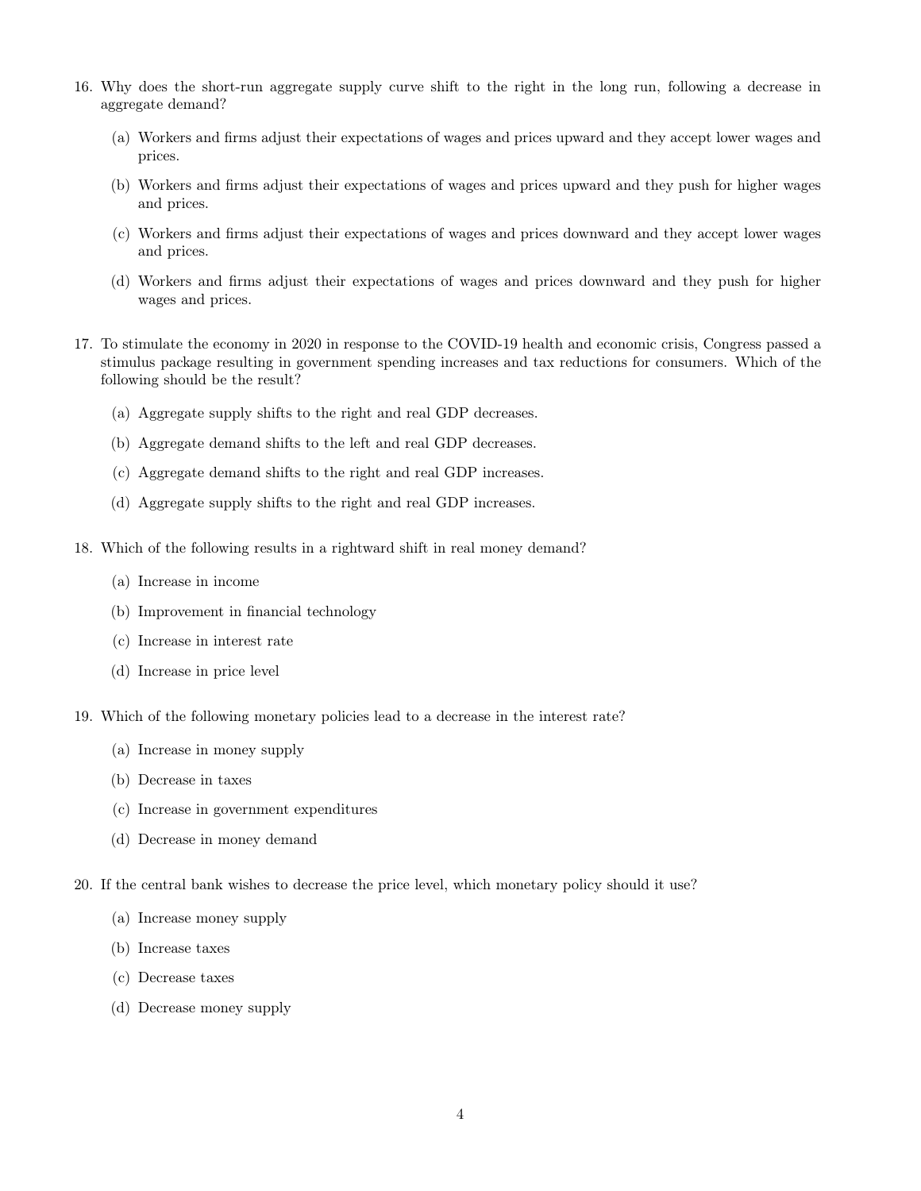16. Why does the short-run aggregate supply curve shift to the right in the long run, following a decrease in aggregate demand?

    (a) Workers and firms adjust their expectations of wages and prices upward and they accept lower wages and prices.

    (b) Workers and firms adjust their expectations of wages and prices upward and they push for higher wages and prices.

    (c) Workers and firms adjust their expectations of wages and prices downward and they accept lower wages and prices.

    (d) Workers and firms adjust their expectations of wages and prices downward and they push for higher wages and prices.

17. To stimulate the economy in 2020 in response to the COVID-19 health and economic crisis, Congress passed a stimulus package resulting in government spending increases and tax reductions for consumers. Which of the following should be the result?

    (a) Aggregate supply shifts to the right and real GDP decreases.

    (b) Aggregate demand shifts to the left and real GDP decreases.

    (c) Aggregate demand shifts to the right and real GDP increases.

    (d) Aggregate supply shifts to the right and real GDP increases.

18. Which of the following results in a rightward shift in real money demand?

    (a) Increase in income

    (b) Improvement in financial technology

    (c) Increase in interest rate

    (d) Increase in price level

19. Which of the following monetary policies lead to a decrease in the interest rate?

    (a) Increase in money supply

    (b) Decrease in taxes

    (c) Increase in government expenditures

    (d) Decrease in money demand

20. If the central bank wishes to decrease the price level, which monetary policy should it use?

    (a) Increase money supply

    (b) Increase taxes

    (c) Decrease taxes

    (d) Decrease money supply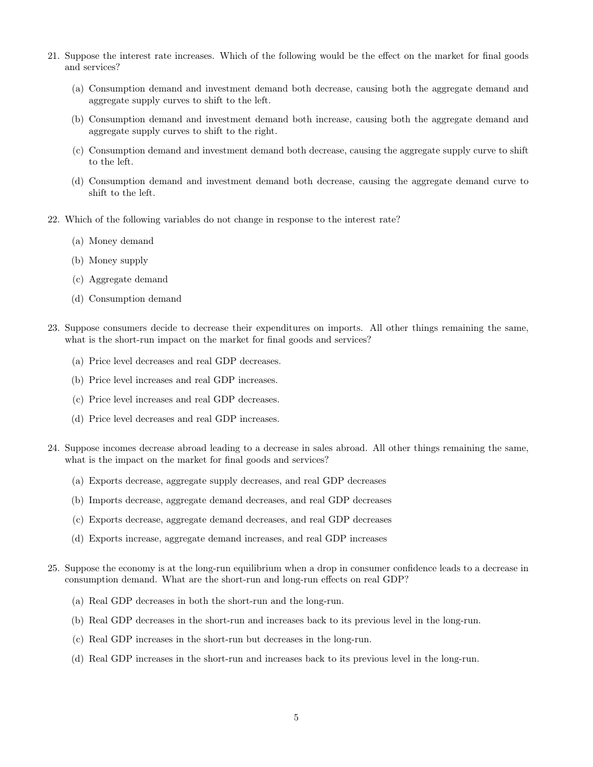21. Suppose the interest rate increases. Which of the following would be the effect on the market for final goods and services?

   (a) Consumption demand and investment demand both decrease, causing both the aggregate demand and aggregate supply curves to shift to the left.

   (b) Consumption demand and investment demand both increase, causing both the aggregate demand and aggregate supply curves to shift to the right.

   (c) Consumption demand and investment demand both decrease, causing the aggregate supply curve to shift to the left.

   (d) Consumption demand and investment demand both decrease, causing the aggregate demand curve to shift to the left.

22. Which of the following variables do not change in response to the interest rate?

   (a) Money demand

   (b) Money supply

   (c) Aggregate demand

   (d) Consumption demand

23. Suppose consumers decide to decrease their expenditures on imports. All other things remaining the same, what is the short-run impact on the market for final goods and services?

   (a) Price level decreases and real GDP decreases.

   (b) Price level increases and real GDP increases.

   (c) Price level increases and real GDP decreases.

   (d) Price level decreases and real GDP increases.

24. Suppose incomes decrease abroad leading to a decrease in sales abroad. All other things remaining the same, what is the impact on the market for final goods and services?

   (a) Exports decrease, aggregate supply decreases, and real GDP decreases

   (b) Imports decrease, aggregate demand decreases, and real GDP decreases

   (c) Exports decrease, aggregate demand decreases, and real GDP decreases

   (d) Exports increase, aggregate demand increases, and real GDP increases

25. Suppose the economy is at the long-run equilibrium when a drop in consumer confidence leads to a decrease in consumption demand. What are the short-run and long-run effects on real GDP?

   (a) Real GDP decreases in both the short-run and the long-run.

   (b) Real GDP decreases in the short-run and increases back to its previous level in the long-run.

   (c) Real GDP increases in the short-run but decreases in the long-run.

   (d) Real GDP increases in the short-run and increases back to its previous level in the long-run.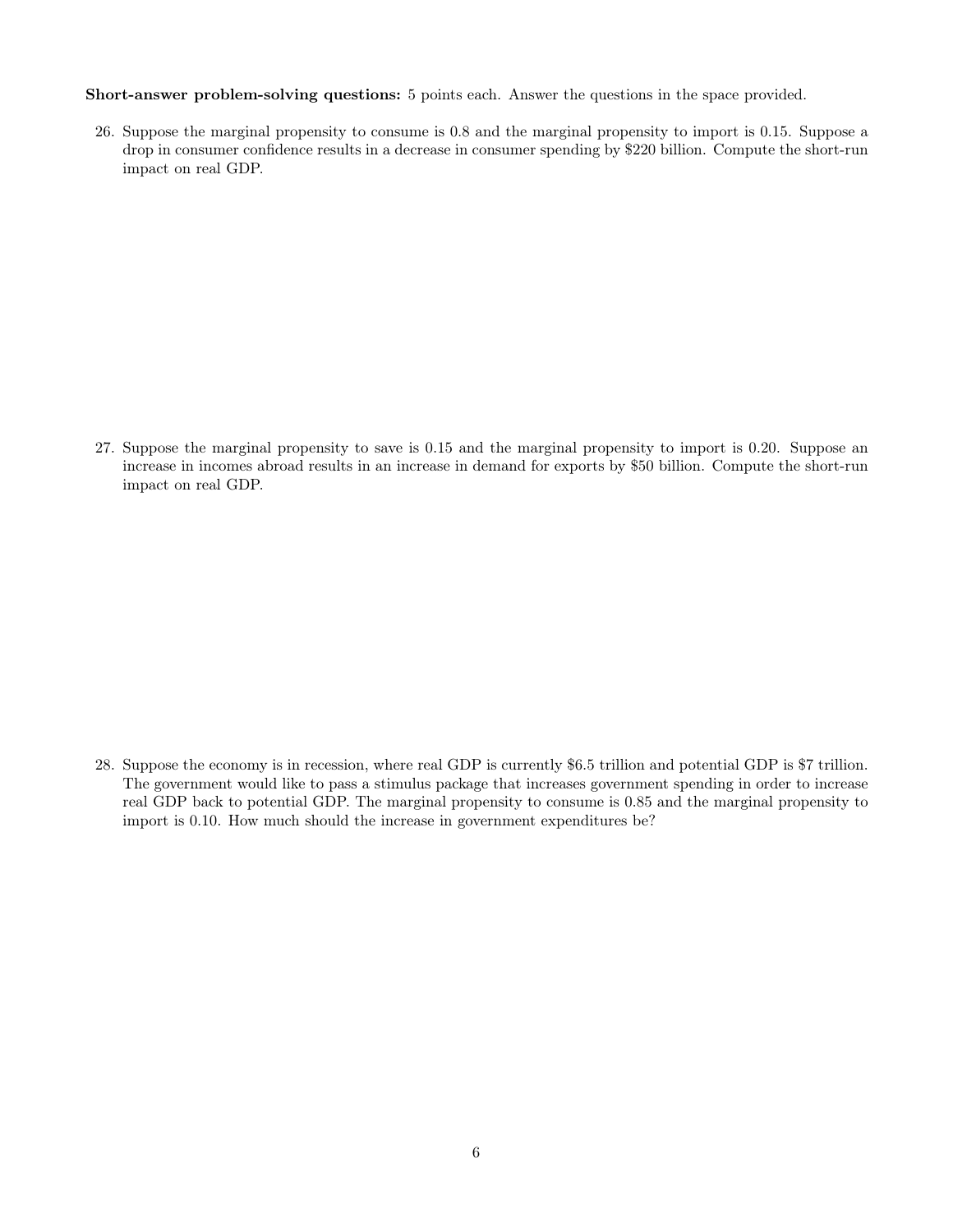**Short-answer problem-solving questions:** 5 points each. Answer the questions in the space provided.

26. Suppose the marginal propensity to consume is 0.8 and the marginal propensity to import is 0.15. Suppose a drop in consumer confidence results in a decrease in consumer spending by $220 billion. Compute the short-run impact on real GDP.

27. Suppose the marginal propensity to save is 0.15 and the marginal propensity to import is 0.20. Suppose an increase in incomes abroad results in an increase in demand for exports by $50 billion. Compute the short-run impact on real GDP.

28. Suppose the economy is in recession, where real GDP is currently $6.5 trillion and potential GDP is $7 trillion. The government would like to pass a stimulus package that increases government spending in order to increase real GDP back to potential GDP. The marginal propensity to consume is 0.85 and the marginal propensity to import is 0.10. How much should the increase in government expenditures be?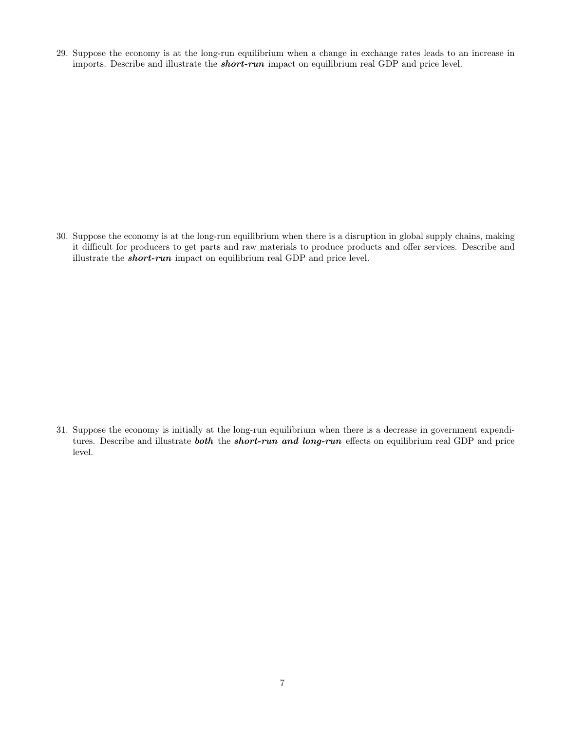29. Suppose the economy is at the long-run equilibrium when a change in exchange rates leads to an increase in imports. Describe and illustrate the ***short-run*** impact on equilibrium real GDP and price level.

30. Suppose the economy is at the long-run equilibrium when there is a disruption in global supply chains, making it difficult for producers to get parts and raw materials to produce products and offer services. Describe and illustrate the ***short-run*** impact on equilibrium real GDP and price level.

31. Suppose the economy is initially at the long-run equilibrium when there is a decrease in government expenditures. Describe and illustrate ***both*** the ***short-run and long-run*** effects on equilibrium real GDP and price level.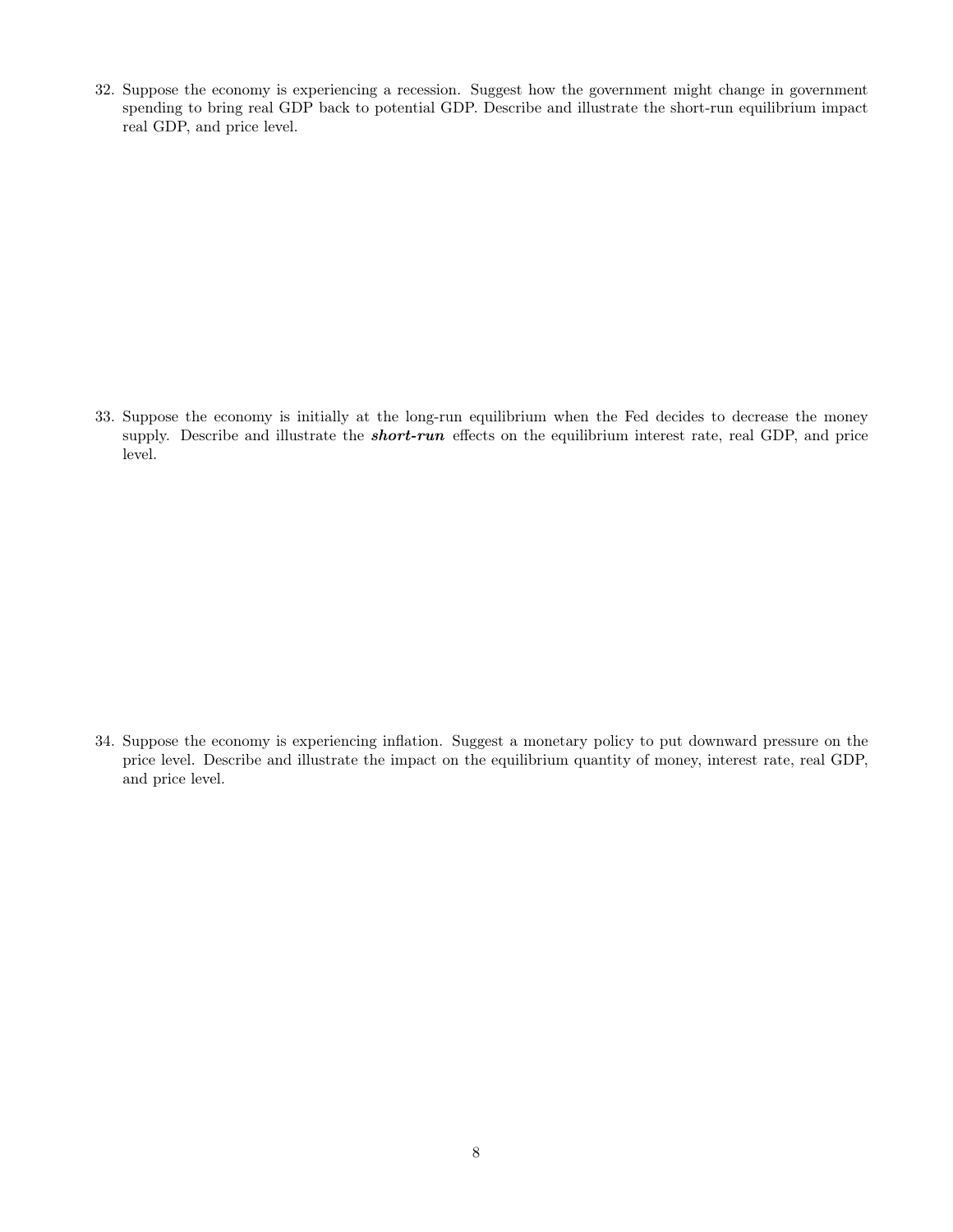32. Suppose the economy is experiencing a recession. Suggest how the government might change in government spending to bring real GDP back to potential GDP. Describe and illustrate the short-run equilibrium impact real GDP, and price level.

33. Suppose the economy is initially at the long-run equilibrium when the Fed decides to decrease the money supply. Describe and illustrate the ***short-run*** effects on the equilibrium interest rate, real GDP, and price level.

34. Suppose the economy is experiencing inflation. Suggest a monetary policy to put downward pressure on the price level. Describe and illustrate the impact on the equilibrium quantity of money, interest rate, real GDP, and price level.